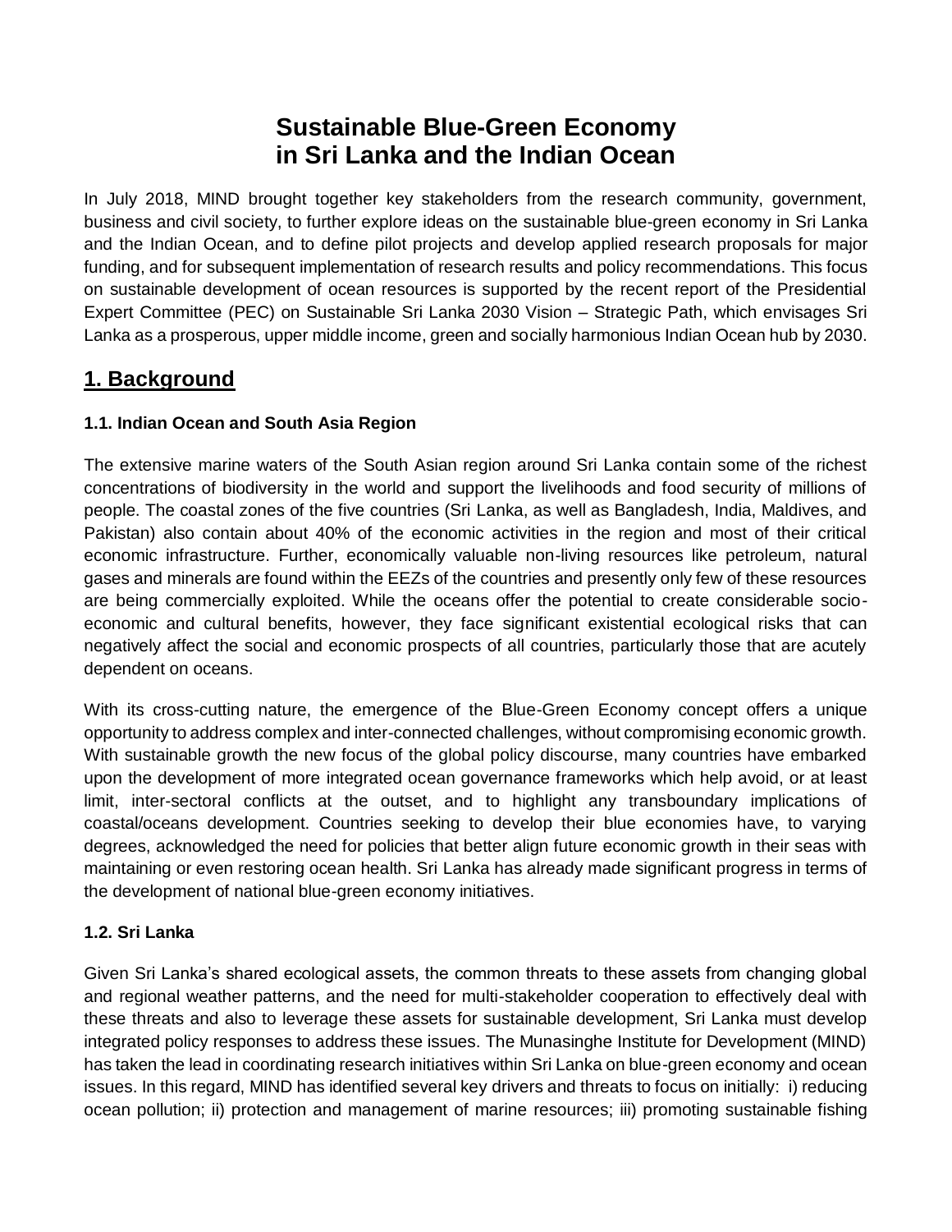# Sustainable Blue-Green Economy in Sri Lanka and the Indian Ocean

In July 2018, MIND brought together key stakeholders from the research community, government, business and civil society, to further explore ideas on the sustainable blue-green economy in Sri Lanka and the Indian Ocean, and to define pilot projects and develop applied research proposals for major funding, and for subsequent implementation of research results and policy recommendations. This focus on sustainable development of ocean resources is supported by the recent report of the Presidential Expert Committee (PEC) on Sustainable Sri Lanka 2030 Vision – Strategic Path, which envisages Sri Lanka as a prosperous, upper middle income, green and socially harmonious Indian Ocean hub by 2030.

## 1. Background

### 1.1. Indian Ocean and South Asia Region

The extensive marine waters of the South Asian region around Sri Lanka contain some of the richest concentrations of biodiversity in the world and support the livelihoods and food security of millions of people. The coastal zones of the five countries (Sri Lanka, as well as Bangladesh, India, Maldives, and Pakistan) also contain about 40% of the economic activities in the region and most of their critical economic infrastructure. Further, economically valuable non-living resources like petroleum, natural gases and minerals are found within the EEZs of the countries and presently only few of these resources are being commercially exploited. While the oceans offer the potential to create considerable socio-economic and cultural benefits, however, they face significant existential ecological risks that can negatively affect the social and economic prospects of all countries, particularly those that are acutely dependent on oceans.

With its cross-cutting nature, the emergence of the Blue-Green Economy concept offers a unique opportunity to address complex and inter-connected challenges, without compromising economic growth. With sustainable growth the new focus of the global policy discourse, many countries have embarked upon the development of more integrated ocean governance frameworks which help avoid, or at least limit, inter-sectoral conflicts at the outset, and to highlight any transboundary implications of coastal/oceans development. Countries seeking to develop their blue economies have, to varying degrees, acknowledged the need for policies that better align future economic growth in their seas with maintaining or even restoring ocean health. Sri Lanka has already made significant progress in terms of the development of national blue-green economy initiatives.

### 1.2. Sri Lanka

Given Sri Lanka's shared ecological assets, the common threats to these assets from changing global and regional weather patterns, and the need for multi-stakeholder cooperation to effectively deal with these threats and also to leverage these assets for sustainable development, Sri Lanka must develop integrated policy responses to address these issues. The Munasinghe Institute for Development (MIND) has taken the lead in coordinating research initiatives within Sri Lanka on blue-green economy and ocean issues. In this regard, MIND has identified several key drivers and threats to focus on initially: i) reducing ocean pollution; ii) protection and management of marine resources; iii) promoting sustainable fishing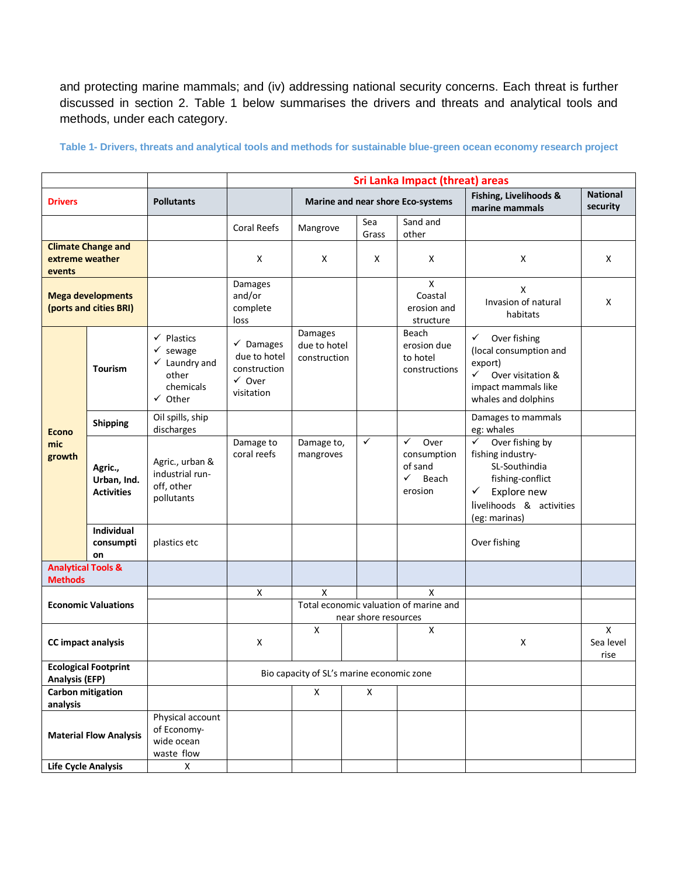and protecting marine mammals; and (iv) addressing national security concerns. Each threat is further discussed in section 2. Table 1 below summarises the drivers and threats and analytical tools and methods, under each category.

**Table 1- Drivers, threats and analytical tools and methods for sustainable blue-green ocean economy research project**

| | | | **Sri Lanka Impact (threat) areas** | | | | | |
|---|---|---|---|---|---|---|---|---|
| **Drivers** | | **Pollutants** | | **Marine and near shore Eco-systems** | | | **Fishing, Livelihoods & marine mammals** | **National security** |
| | | | Coral Reefs | Mangrove | Sea Grass | Sand and other | | |
| **Climate Change and extreme weather events** | | | X | X | X | X | X | X |
| **Mega developments (ports and cities BRI)** | | | Damages and/or complete loss | | | X Coastal erosion and structure | X Invasion of natural habitats | X |
| **Economic growth** | **Tourism** | ✓ Plastics ✓ sewage ✓ Laundry and other chemicals ✓ Other | ✓ Damages due to hotel construction ✓ Over visitation | Damages due to hotel construction | | Beach erosion due to hotel constructions | ✓ Over fishing (local consumption and export) ✓ Over visitation & impact mammals like whales and dolphins | |
| | **Shipping** | Oil spills, ship discharges | | | | | Damages to mammals eg: whales | |
| | **Agric., Urban, Ind. Activities** | Agric., urban & industrial run-off, other pollutants | Damage to coral reefs | Damage to, mangroves | ✓ | ✓ Over consumption of sand ✓ Beach erosion | ✓ Over fishing by fishing industry- SL-Southindia fishing-conflict ✓ Explore new livelihoods & activities (eg: marinas) | |
| | **Individual consumption** | plastics etc | | | | | Over fishing | |
| **Analytical Tools & Methods** | | | | | | | | |
| **Economic Valuations** | | | X | X Total economic valuation of marine and near shore resources | | X | | |
| **CC impact analysis** | | | X | X | | X | X | X Sea level rise |
| **Ecological Footprint Analysis (EFP)** | | | Bio capacity of SL's marine economic zone | | | | | |
| **Carbon mitigation analysis** | | | | X | X | | | |
| **Material Flow Analysis** | | Physical account of Economy-wide ocean waste flow | | | | | | |
| **Life Cycle Analysis** | | X | | | | | | |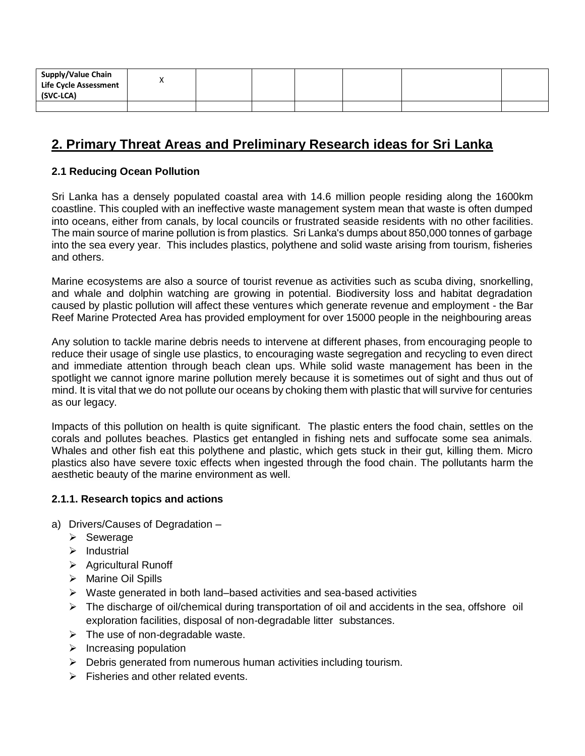| Supply/Value Chain Life Cycle Assessment (SVC-LCA) | X | | | | | | |
|---|---|---|---|---|---|---|---|
| | | | | | | | |

## 2. Primary Threat Areas and Preliminary Research ideas for Sri Lanka

### 2.1 Reducing Ocean Pollution

Sri Lanka has a densely populated coastal area with 14.6 million people residing along the 1600km coastline. This coupled with an ineffective waste management system mean that waste is often dumped into oceans, either from canals, by local councils or frustrated seaside residents with no other facilities. The main source of marine pollution is from plastics. Sri Lanka's dumps about 850,000 tonnes of garbage into the sea every year. This includes plastics, polythene and solid waste arising from tourism, fisheries and others.

Marine ecosystems are also a source of tourist revenue as activities such as scuba diving, snorkelling, and whale and dolphin watching are growing in potential. Biodiversity loss and habitat degradation caused by plastic pollution will affect these ventures which generate revenue and employment - the Bar Reef Marine Protected Area has provided employment for over 15000 people in the neighbouring areas

Any solution to tackle marine debris needs to intervene at different phases, from encouraging people to reduce their usage of single use plastics, to encouraging waste segregation and recycling to even direct and immediate attention through beach clean ups. While solid waste management has been in the spotlight we cannot ignore marine pollution merely because it is sometimes out of sight and thus out of mind. It is vital that we do not pollute our oceans by choking them with plastic that will survive for centuries as our legacy.

Impacts of this pollution on health is quite significant. The plastic enters the food chain, settles on the corals and pollutes beaches. Plastics get entangled in fishing nets and suffocate some sea animals. Whales and other fish eat this polythene and plastic, which gets stuck in their gut, killing them. Micro plastics also have severe toxic effects when ingested through the food chain. The pollutants harm the aesthetic beauty of the marine environment as well.

#### 2.1.1. Research topics and actions

a) Drivers/Causes of Degradation –
   - Sewerage
   - Industrial
   - Agricultural Runoff
   - Marine Oil Spills
   - Waste generated in both land–based activities and sea-based activities
   - The discharge of oil/chemical during transportation of oil and accidents in the sea, offshore oil exploration facilities, disposal of non-degradable litter substances.
   - The use of non-degradable waste.
   - Increasing population
   - Debris generated from numerous human activities including tourism.
   - Fisheries and other related events.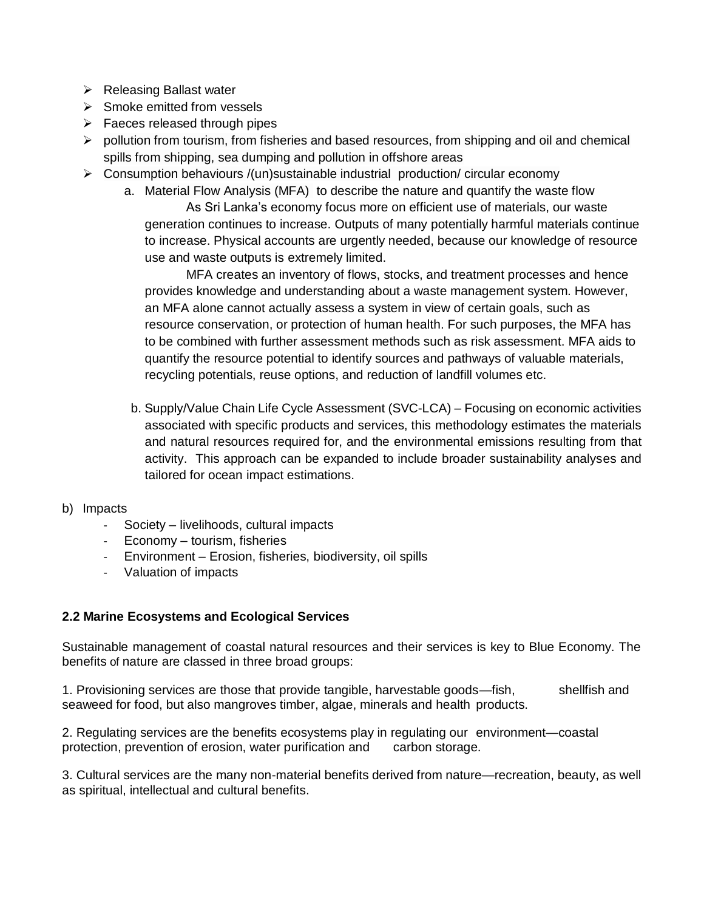- Releasing Ballast water
- Smoke emitted from vessels
- Faeces released through pipes
- pollution from tourism, from fisheries and based resources, from shipping and oil and chemical spills from shipping, sea dumping and pollution in offshore areas
- Consumption behaviours /(un)sustainable industrial production/ circular economy
    a. Material Flow Analysis (MFA) to describe the nature and quantify the waste flow

       As Sri Lanka's economy focus more on efficient use of materials, our waste generation continues to increase. Outputs of many potentially harmful materials continue to increase. Physical accounts are urgently needed, because our knowledge of resource use and waste outputs is extremely limited.

       MFA creates an inventory of flows, stocks, and treatment processes and hence provides knowledge and understanding about a waste management system. However, an MFA alone cannot actually assess a system in view of certain goals, such as resource conservation, or protection of human health. For such purposes, the MFA has to be combined with further assessment methods such as risk assessment. MFA aids to quantify the resource potential to identify sources and pathways of valuable materials, recycling potentials, reuse options, and reduction of landfill volumes etc.

    b. Supply/Value Chain Life Cycle Assessment (SVC-LCA) – Focusing on economic activities associated with specific products and services, this methodology estimates the materials and natural resources required for, and the environmental emissions resulting from that activity. This approach can be expanded to include broader sustainability analyses and tailored for ocean impact estimations.

b) Impacts
- Society – livelihoods, cultural impacts
- Economy – tourism, fisheries
- Environment – Erosion, fisheries, biodiversity, oil spills
- Valuation of impacts

**2.2 Marine Ecosystems and Ecological Services**

Sustainable management of coastal natural resources and their services is key to Blue Economy. The benefits of nature are classed in three broad groups:

1. Provisioning services are those that provide tangible, harvestable goods—fish, shellfish and seaweed for food, but also mangroves timber, algae, minerals and health products.

2. Regulating services are the benefits ecosystems play in regulating our environment—coastal protection, prevention of erosion, water purification and carbon storage.

3. Cultural services are the many non-material benefits derived from nature—recreation, beauty, as well as spiritual, intellectual and cultural benefits.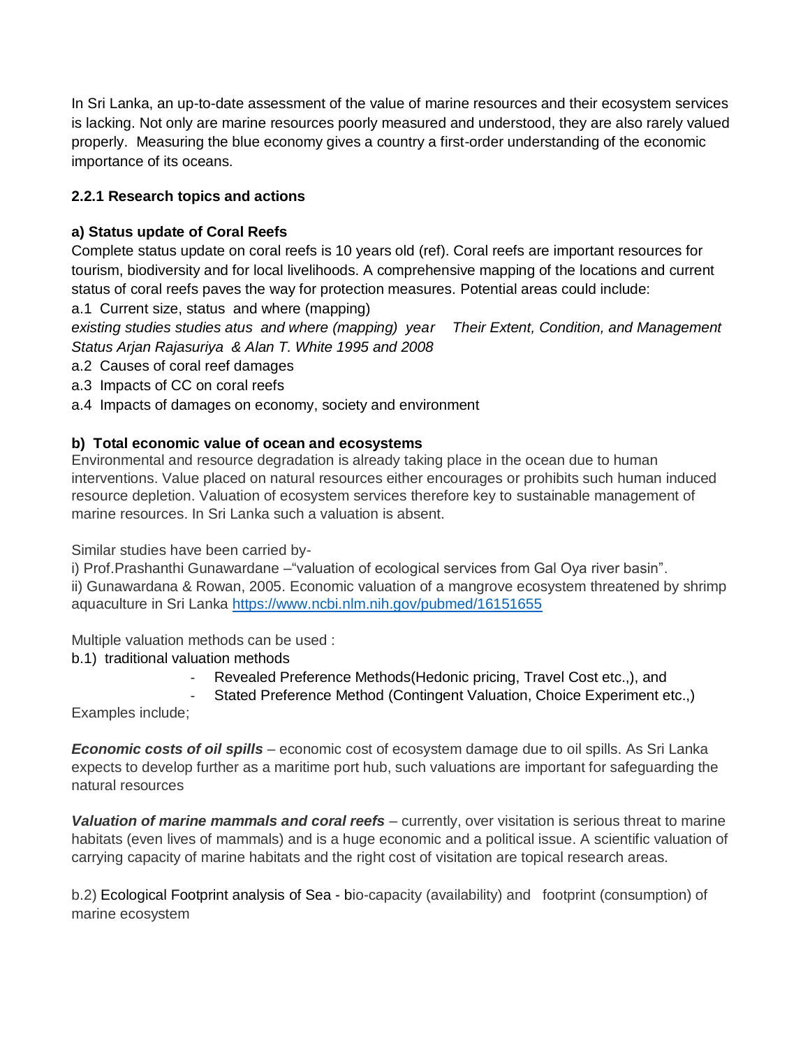In Sri Lanka, an up-to-date assessment of the value of marine resources and their ecosystem services is lacking. Not only are marine resources poorly measured and understood, they are also rarely valued properly. Measuring the blue economy gives a country a first-order understanding of the economic importance of its oceans.

### 2.2.1 Research topics and actions

**a) Status update of Coral Reefs**

Complete status update on coral reefs is 10 years old (ref). Coral reefs are important resources for tourism, biodiversity and for local livelihoods. A comprehensive mapping of the locations and current status of coral reefs paves the way for protection measures. Potential areas could include:

a.1 Current size, status and where (mapping)

*existing studies studies atus and where (mapping) year Their Extent, Condition, and Management Status Arjan Rajasuriya & Alan T. White 1995 and 2008*

a.2 Causes of coral reef damages

a.3 Impacts of CC on coral reefs

a.4 Impacts of damages on economy, society and environment

**b) Total economic value of ocean and ecosystems**

Environmental and resource degradation is already taking place in the ocean due to human interventions. Value placed on natural resources either encourages or prohibits such human induced resource depletion. Valuation of ecosystem services therefore key to sustainable management of marine resources. In Sri Lanka such a valuation is absent.

Similar studies have been carried by-

i) Prof.Prashanthi Gunawardane –"valuation of ecological services from Gal Oya river basin".

ii) Gunawardana & Rowan, 2005. Economic valuation of a mangrove ecosystem threatened by shrimp aquaculture in Sri Lanka https://www.ncbi.nlm.nih.gov/pubmed/16151655

Multiple valuation methods can be used :

b.1) traditional valuation methods

- Revealed Preference Methods(Hedonic pricing, Travel Cost etc.,), and
- Stated Preference Method (Contingent Valuation, Choice Experiment etc.,)

Examples include;

***Economic costs of oil spills*** – economic cost of ecosystem damage due to oil spills. As Sri Lanka expects to develop further as a maritime port hub, such valuations are important for safeguarding the natural resources

***Valuation of marine mammals and coral reefs*** – currently, over visitation is serious threat to marine habitats (even lives of mammals) and is a huge economic and a political issue. A scientific valuation of carrying capacity of marine habitats and the right cost of visitation are topical research areas.

b.2) Ecological Footprint analysis of Sea - bio-capacity (availability) and footprint (consumption) of marine ecosystem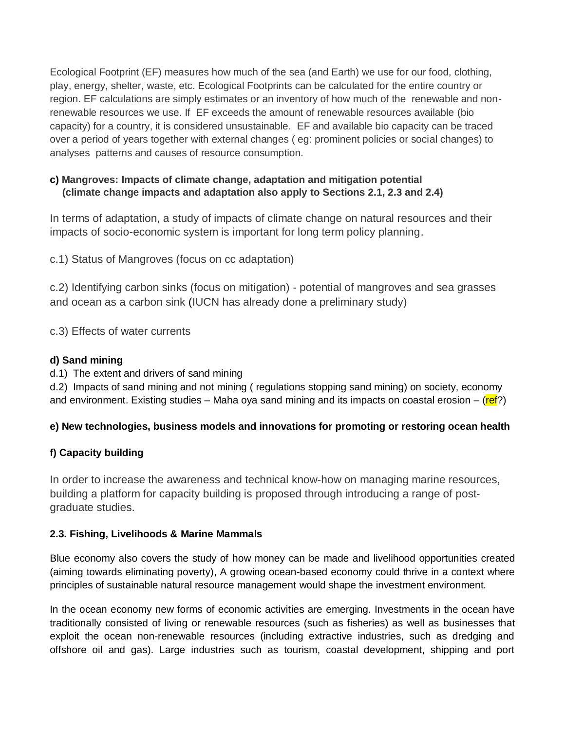Ecological Footprint (EF) measures how much of the sea (and Earth) we use for our food, clothing, play, energy, shelter, waste, etc. Ecological Footprints can be calculated for the entire country or region. EF calculations are simply estimates or an inventory of how much of the renewable and non-renewable resources we use. If EF exceeds the amount of renewable resources available (bio capacity) for a country, it is considered unsustainable. EF and available bio capacity can be traced over a period of years together with external changes ( eg: prominent policies or social changes) to analyses patterns and causes of resource consumption.

**c) Mangroves: Impacts of climate change, adaptation and mitigation potential (climate change impacts and adaptation also apply to Sections 2.1, 2.3 and 2.4)**

In terms of adaptation, a study of impacts of climate change on natural resources and their impacts of socio-economic system is important for long term policy planning.

c.1) Status of Mangroves (focus on cc adaptation)

c.2) Identifying carbon sinks (focus on mitigation) - potential of mangroves and sea grasses and ocean as a carbon sink (IUCN has already done a preliminary study)

c.3) Effects of water currents

**d) Sand mining**

d.1) The extent and drivers of sand mining

d.2) Impacts of sand mining and not mining ( regulations stopping sand mining) on society, economy and environment. Existing studies – Maha oya sand mining and its impacts on coastal erosion – (ref?)

**e) New technologies, business models and innovations for promoting or restoring ocean health**

**f) Capacity building**

In order to increase the awareness and technical know-how on managing marine resources, building a platform for capacity building is proposed through introducing a range of post-graduate studies.

**2.3. Fishing, Livelihoods & Marine Mammals**

Blue economy also covers the study of how money can be made and livelihood opportunities created (aiming towards eliminating poverty), A growing ocean-based economy could thrive in a context where principles of sustainable natural resource management would shape the investment environment.

In the ocean economy new forms of economic activities are emerging. Investments in the ocean have traditionally consisted of living or renewable resources (such as fisheries) as well as businesses that exploit the ocean non-renewable resources (including extractive industries, such as dredging and offshore oil and gas). Large industries such as tourism, coastal development, shipping and port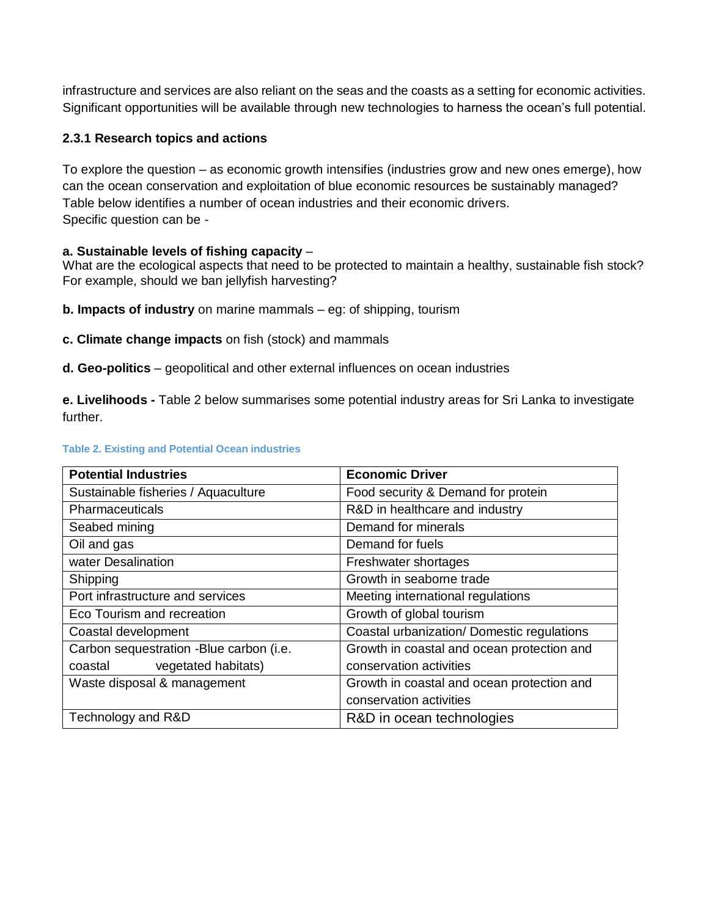infrastructure and services are also reliant on the seas and the coasts as a setting for economic activities. Significant opportunities will be available through new technologies to harness the ocean's full potential.

### 2.3.1 Research topics and actions

To explore the question – as economic growth intensifies (industries grow and new ones emerge), how can the ocean conservation and exploitation of blue economic resources be sustainably managed? Table below identifies a number of ocean industries and their economic drivers.
Specific question can be -

**a. Sustainable levels of fishing capacity** –
What are the ecological aspects that need to be protected to maintain a healthy, sustainable fish stock? For example, should we ban jellyfish harvesting?

**b. Impacts of industry** on marine mammals – eg: of shipping, tourism

**c. Climate change impacts** on fish (stock) and mammals

**d. Geo-politics** – geopolitical and other external influences on ocean industries

**e. Livelihoods -** Table 2 below summarises some potential industry areas for Sri Lanka to investigate further.

**Table 2. Existing and Potential Ocean industries**

| Potential Industries | Economic Driver |
| --- | --- |
| Sustainable fisheries / Aquaculture | Food security & Demand for protein |
| Pharmaceuticals | R&D in healthcare and industry |
| Seabed mining | Demand for minerals |
| Oil and gas | Demand for fuels |
| water Desalination | Freshwater shortages |
| Shipping | Growth in seaborne trade |
| Port infrastructure and services | Meeting international regulations |
| Eco Tourism and recreation | Growth of global tourism |
| Coastal development | Coastal urbanization/ Domestic regulations |
| Carbon sequestration -Blue carbon (i.e. coastal vegetated habitats) | Growth in coastal and ocean protection and conservation activities |
| Waste disposal & management | Growth in coastal and ocean protection and conservation activities |
| Technology and R&D | R&D in ocean technologies |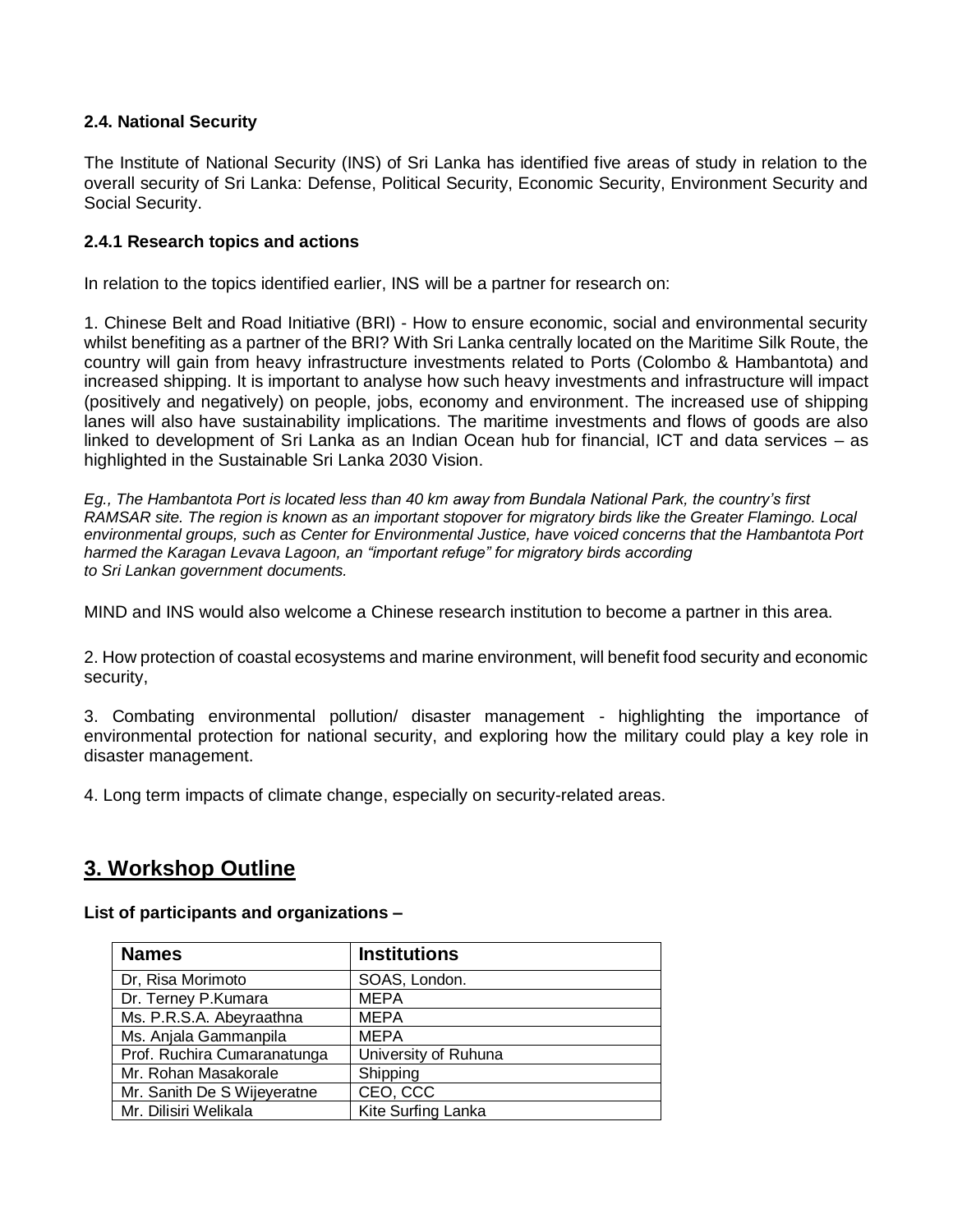### 2.4. National Security

The Institute of National Security (INS) of Sri Lanka has identified five areas of study in relation to the overall security of Sri Lanka: Defense, Political Security, Economic Security, Environment Security and Social Security.

#### 2.4.1 Research topics and actions

In relation to the topics identified earlier, INS will be a partner for research on:

1. Chinese Belt and Road Initiative (BRI) - How to ensure economic, social and environmental security whilst benefiting as a partner of the BRI? With Sri Lanka centrally located on the Maritime Silk Route, the country will gain from heavy infrastructure investments related to Ports (Colombo & Hambantota) and increased shipping. It is important to analyse how such heavy investments and infrastructure will impact (positively and negatively) on people, jobs, economy and environment. The increased use of shipping lanes will also have sustainability implications. The maritime investments and flows of goods are also linked to development of Sri Lanka as an Indian Ocean hub for financial, ICT and data services – as highlighted in the Sustainable Sri Lanka 2030 Vision.

*Eg., The Hambantota Port is located less than 40 km away from Bundala National Park, the country's first RAMSAR site. The region is known as an important stopover for migratory birds like the Greater Flamingo. Local environmental groups, such as Center for Environmental Justice, have voiced concerns that the Hambantota Port harmed the Karagan Levava Lagoon, an "important refuge" for migratory birds according to Sri Lankan government documents.*

MIND and INS would also welcome a Chinese research institution to become a partner in this area.

2. How protection of coastal ecosystems and marine environment, will benefit food security and economic security,

3. Combating environmental pollution/ disaster management - highlighting the importance of environmental protection for national security, and exploring how the military could play a key role in disaster management.

4. Long term impacts of climate change, especially on security-related areas.

## 3. Workshop Outline

**List of participants and organizations –**

| Names | Institutions |
|---|---|
| Dr, Risa Morimoto | SOAS, London. |
| Dr. Terney P.Kumara | MEPA |
| Ms. P.R.S.A. Abeyraathna | MEPA |
| Ms. Anjala Gammanpila | MEPA |
| Prof. Ruchira Cumaranatunga | University of Ruhuna |
| Mr. Rohan Masakorale | Shipping |
| Mr. Sanith De S Wijeyeratne | CEO, CCC |
| Mr. Dilisiri Welikala | Kite Surfing Lanka |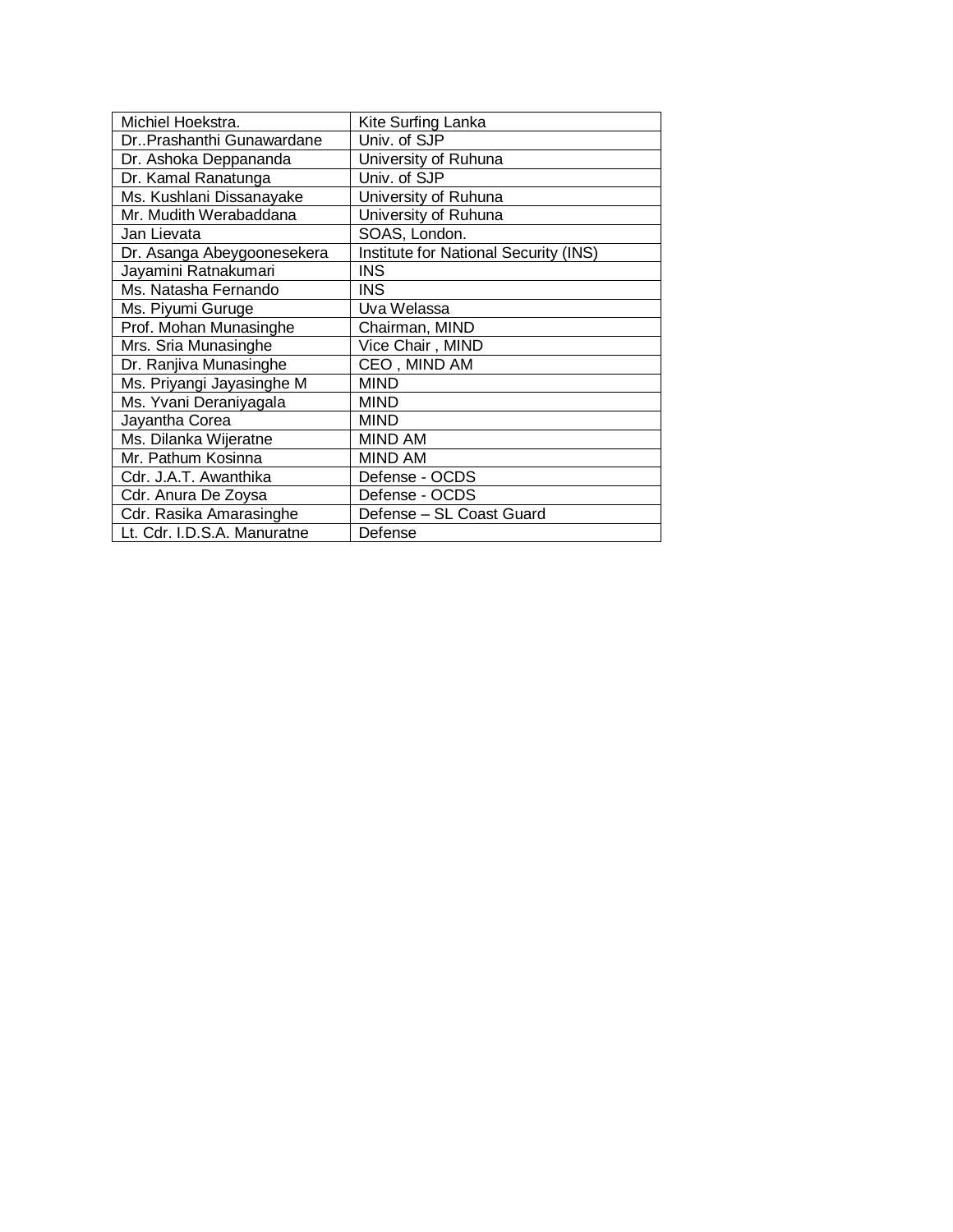| | |
|---|---|
| Michiel Hoekstra. | Kite Surfing Lanka |
| Dr..Prashanthi Gunawardane | Univ. of SJP |
| Dr. Ashoka Deppananda | University of Ruhuna |
| Dr. Kamal Ranatunga | Univ. of SJP |
| Ms. Kushlani Dissanayake | University of Ruhuna |
| Mr. Mudith Werabaddana | University of Ruhuna |
| Jan Lievata | SOAS, London. |
| Dr. Asanga Abeygoonesekera | Institute for National Security (INS) |
| Jayamini Ratnakumari | INS |
| Ms. Natasha Fernando | INS |
| Ms. Piyumi Guruge | Uva Welassa |
| Prof. Mohan Munasinghe | Chairman, MIND |
| Mrs. Sria Munasinghe | Vice Chair , MIND |
| Dr. Ranjiva Munasinghe | CEO , MIND AM |
| Ms. Priyangi Jayasinghe M | MIND |
| Ms. Yvani Deraniyagala | MIND |
| Jayantha Corea | MIND |
| Ms. Dilanka Wijeratne | MIND AM |
| Mr. Pathum Kosinna | MIND AM |
| Cdr. J.A.T. Awanthika | Defense - OCDS |
| Cdr. Anura De Zoysa | Defense - OCDS |
| Cdr. Rasika Amarasinghe | Defense – SL Coast Guard |
| Lt. Cdr. I.D.S.A. Manuratne | Defense |